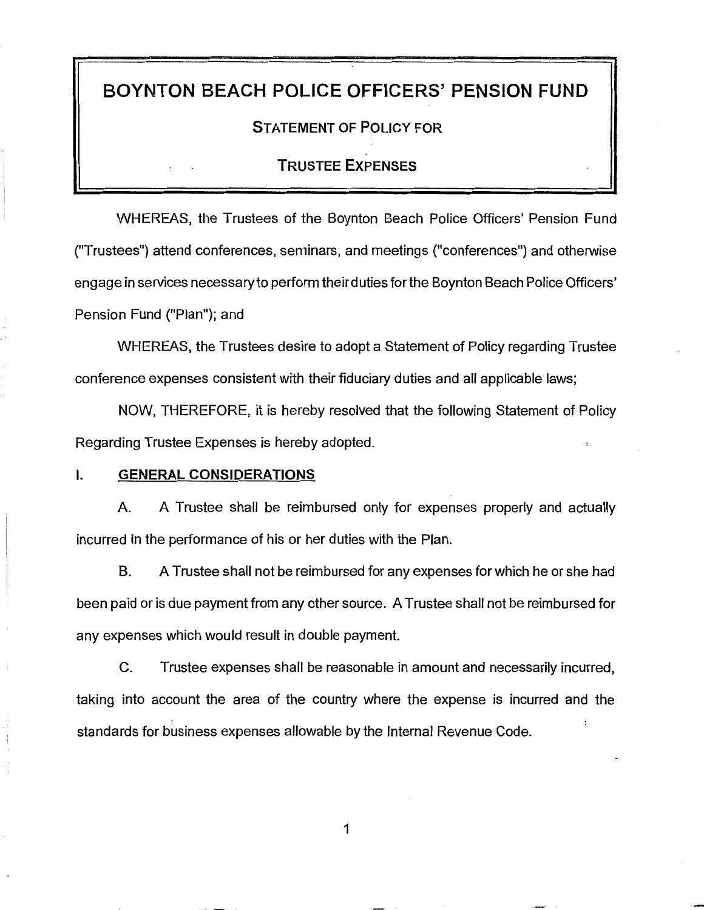# BOYNTON BEACH POLICE OFFICERS' PENSION FUND

## STATEMENT OF POLICY FOR

## TRUSTEE EXPENSES

WHEREAS, the Trustees of the Boynton Beach Police Officers' Pension Fund ("Trustees") attend conferences, seminars, and meetings ("conferences") and otherwise engage in services necessary to perform their duties for the Boynton Beach Police Officers' Pension Fund ("Plan"); and

WHEREAS, the Trustees desire to adopt a Statement of Policy regarding Trustee conference expenses consistent with their fiduciary duties and all applicable laws;

NOW, THEREFORE, it is hereby resolved that the following Statement of Policy Regarding Trustee Expenses is hereby adopted.

### I. GENERAL CONSIDERATIONS

A. A Trustee shall be reimbursed only for expenses properly and actually incurred in the performance of his or her duties with the Plan.

B. A Trustee shall not be reimbursed for any expenses for which he or she had been paid or is due payment from any other source. A Trustee shall not be reimbursed for any expenses which would result in double payment.

C. Trustee expenses shall be reasonable in amount and necessarily incurred, taking into account the area of the country where the expense is incurred and the standards for business expenses allowable by the Internal Revenue Code.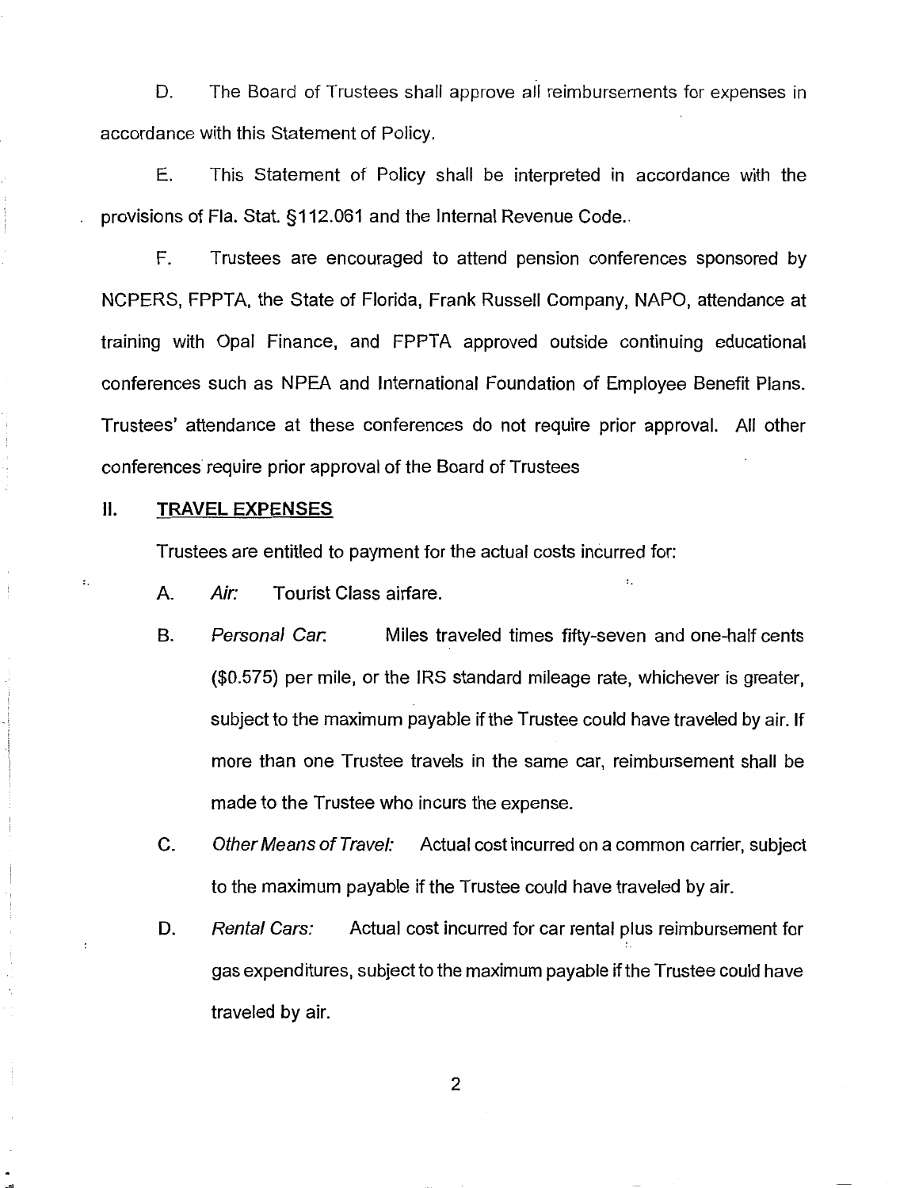D. The Board of Trustees shall approve all reimbursements for expenses in accordance with this Statement of Policy.

E. This Statement of Policy shall be interpreted in accordance with the provisions of Fla. Stat. §112.061 and the Internal Revenue Code..

F. Trustees are encouraged to attend pension conferences sponsored by NCPERS, FPPTA, the State of Florida, Frank Russell Company, NAPO, attendance at training with Opal Finance, and FPPTA approved outside continuing educational conferences such as NPEA and International Foundation of Employee Benefit Plans. Trustees' attendance at these conferences do not require prior approval. All other conferences require prior approval of the Board of Trustees

## II. TRAVEL EXPENSES

Trustees are entitled to payment for the actual costs incurred for:

A. *Air:* Tourist Class airfare.

B. *Personal Car:* Miles traveled times fifty-seven and one-half cents ($0.575) per mile, or the IRS standard mileage rate, whichever is greater, subject to the maximum payable if the Trustee could have traveled by air. If more than one Trustee travels in the same car, reimbursement shall be made to the Trustee who incurs the expense.

C. *Other Means of Travel:* Actual cost incurred on a common carrier, subject to the maximum payable if the Trustee could have traveled by air.

D. *Rental Cars:* Actual cost incurred for car rental plus reimbursement for gas expenditures, subject to the maximum payable if the Trustee could have traveled by air.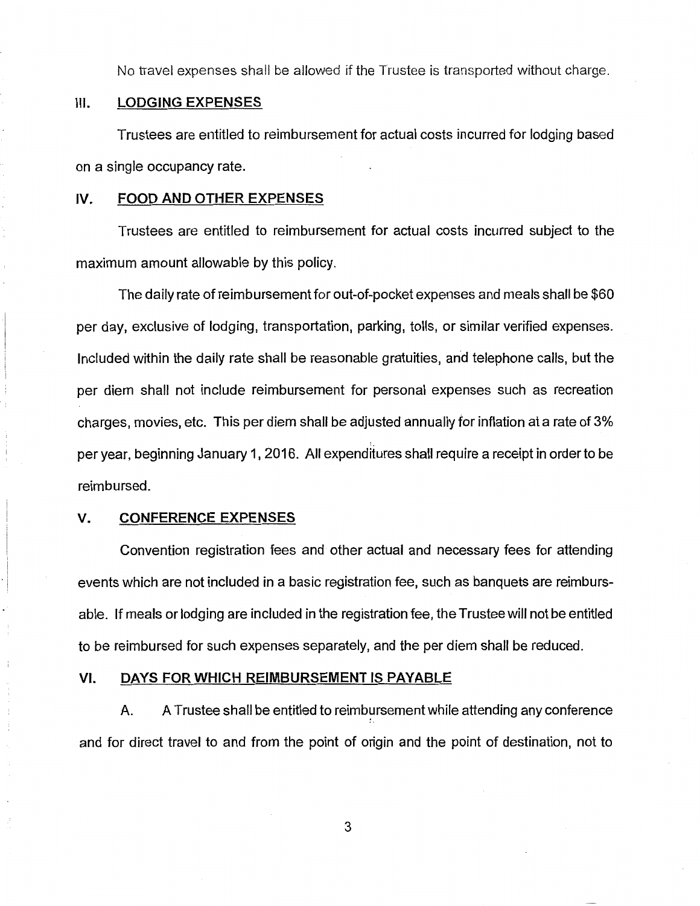No travel expenses shall be allowed if the Trustee is transported without charge.

## III. LODGING EXPENSES

Trustees are entitled to reimbursement for actual costs incurred for lodging based on a single occupancy rate.

## IV. FOOD AND OTHER EXPENSES

Trustees are entitled to reimbursement for actual costs incurred subject to the maximum amount allowable by this policy.

The daily rate of reimbursement for out-of-pocket expenses and meals shall be $60 per day, exclusive of lodging, transportation, parking, tolls, or similar verified expenses. Included within the daily rate shall be reasonable gratuities, and telephone calls, but the per diem shall not include reimbursement for personal expenses such as recreation charges, movies, etc. This per diem shall be adjusted annually for inflation at a rate of 3% per year, beginning January 1, 2016. All expenditures shall require a receipt in order to be reimbursed.

## V. CONFERENCE EXPENSES

Convention registration fees and other actual and necessary fees for attending events which are not included in a basic registration fee, such as banquets are reimbursable. If meals or lodging are included in the registration fee, the Trustee will not be entitled to be reimbursed for such expenses separately, and the per diem shall be reduced.

## VI. DAYS FOR WHICH REIMBURSEMENT IS PAYABLE

A. A Trustee shall be entitled to reimbursement while attending any conference and for direct travel to and from the point of origin and the point of destination, not to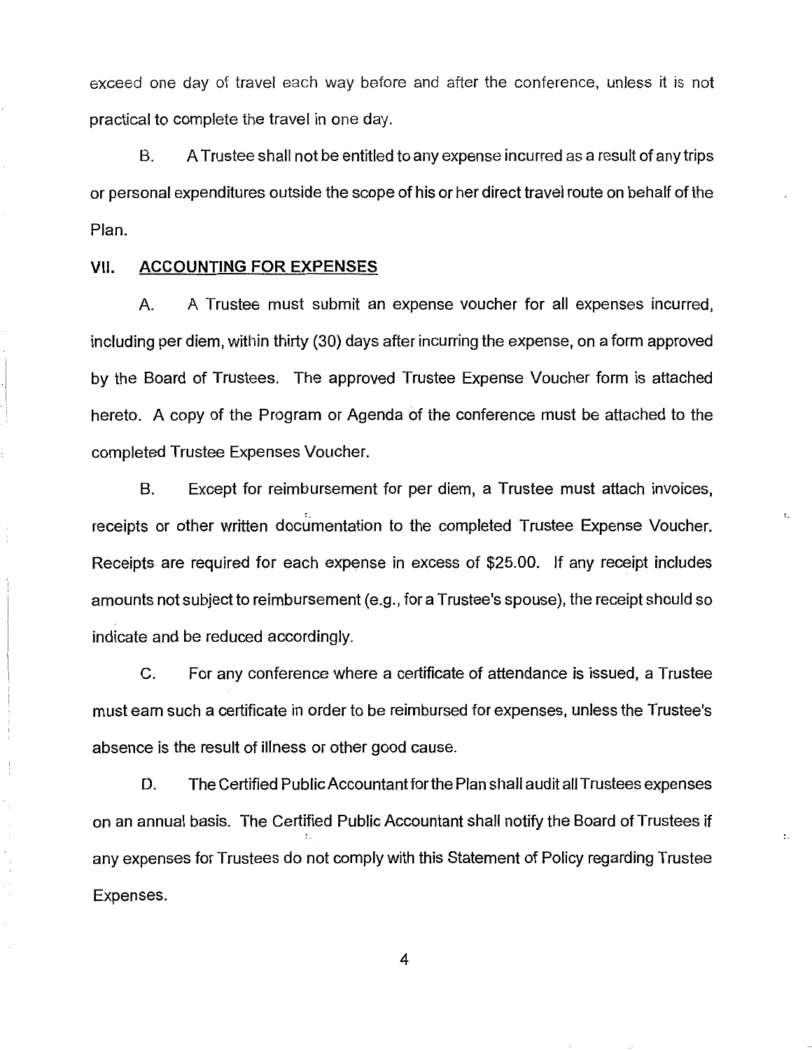exceed one day of travel each way before and after the conference, unless it is not practical to complete the travel in one day.

B. A Trustee shall not be entitled to any expense incurred as a result of any trips or personal expenditures outside the scope of his or her direct travel route on behalf of the Plan.

## VII. ACCOUNTING FOR EXPENSES

A. A Trustee must submit an expense voucher for all expenses incurred, including per diem, within thirty (30) days after incurring the expense, on a form approved by the Board of Trustees. The approved Trustee Expense Voucher form is attached hereto. A copy of the Program or Agenda of the conference must be attached to the completed Trustee Expenses Voucher.

B. Except for reimbursement for per diem, a Trustee must attach invoices, receipts or other written documentation to the completed Trustee Expense Voucher. Receipts are required for each expense in excess of $25.00. If any receipt includes amounts not subject to reimbursement (e.g., for a Trustee's spouse), the receipt should so indicate and be reduced accordingly.

C. For any conference where a certificate of attendance is issued, a Trustee must earn such a certificate in order to be reimbursed for expenses, unless the Trustee's absence is the result of illness or other good cause.

D. The Certified Public Accountant for the Plan shall audit all Trustees expenses on an annual basis. The Certified Public Accountant shall notify the Board of Trustees if any expenses for Trustees do not comply with this Statement of Policy regarding Trustee Expenses.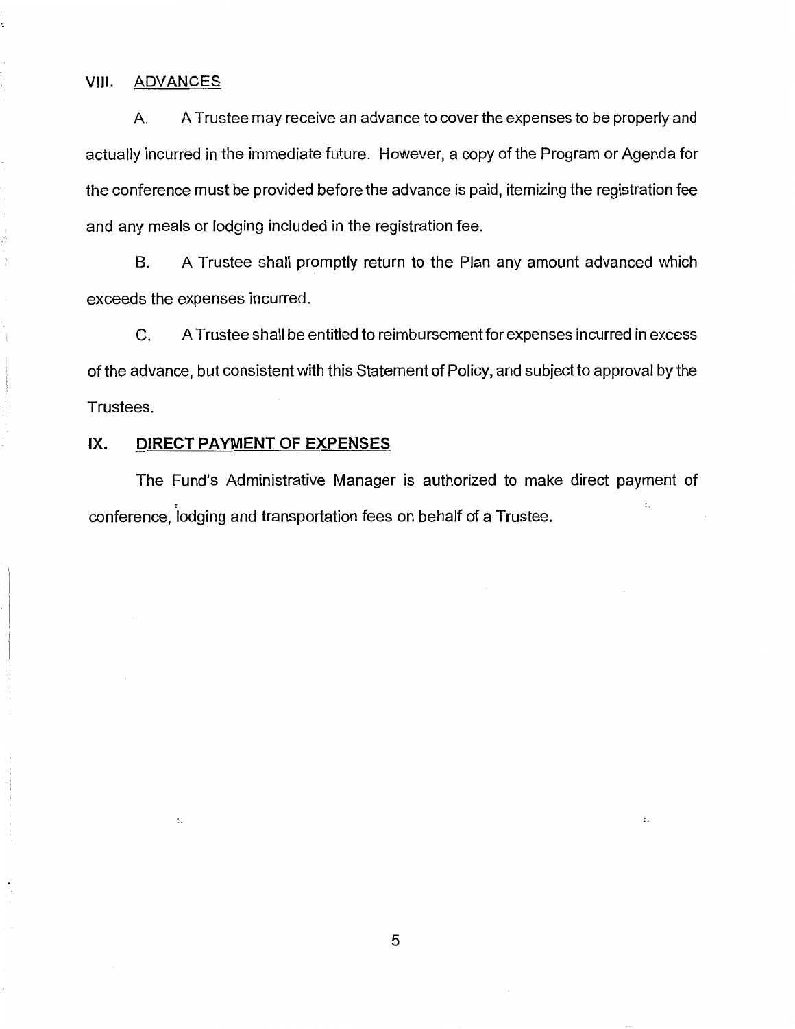## VIII. ADVANCES

A. A Trustee may receive an advance to cover the expenses to be properly and actually incurred in the immediate future. However, a copy of the Program or Agenda for the conference must be provided before the advance is paid, itemizing the registration fee and any meals or lodging included in the registration fee.

B. A Trustee shall promptly return to the Plan any amount advanced which exceeds the expenses incurred.

C. A Trustee shall be entitled to reimbursement for expenses incurred in excess of the advance, but consistent with this Statement of Policy, and subject to approval by the Trustees.

## IX. DIRECT PAYMENT OF EXPENSES

The Fund's Administrative Manager is authorized to make direct payment of conference, lodging and transportation fees on behalf of a Trustee.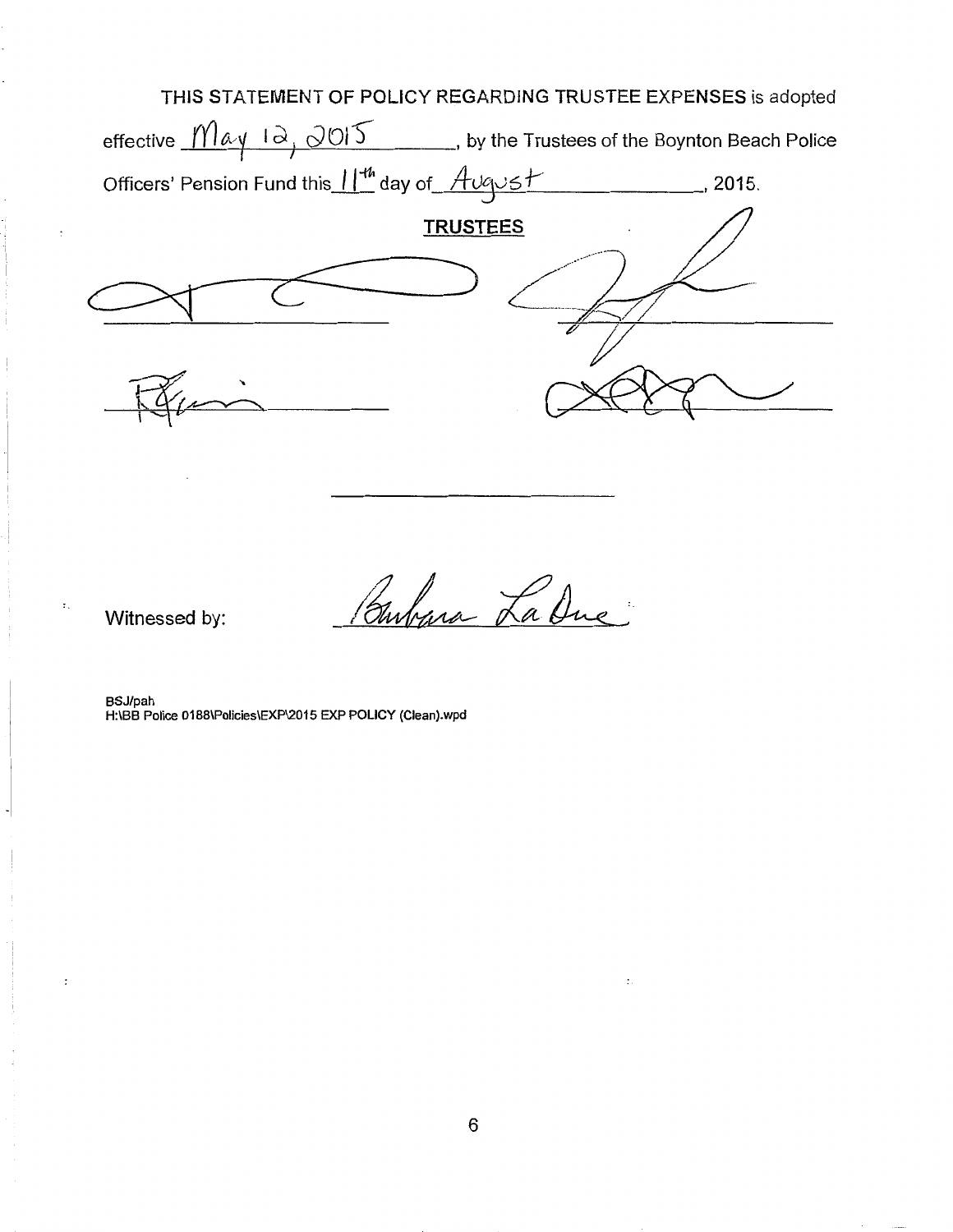THIS STATEMENT OF POLICY REGARDING TRUSTEE EXPENSES is adopted effective May 12, 2015, by the Trustees of the Boynton Beach Police Officers' Pension Fund this 11th day of August, 2015.

**TRUSTEES**

_______________________ _______________________

_______________________ _______________________

_______________________

Witnessed by: Barbara La Due

BSJ/pah
H:\BB Police 0188\Policies\EXP\2015 EXP POLICY (Clean).wpd